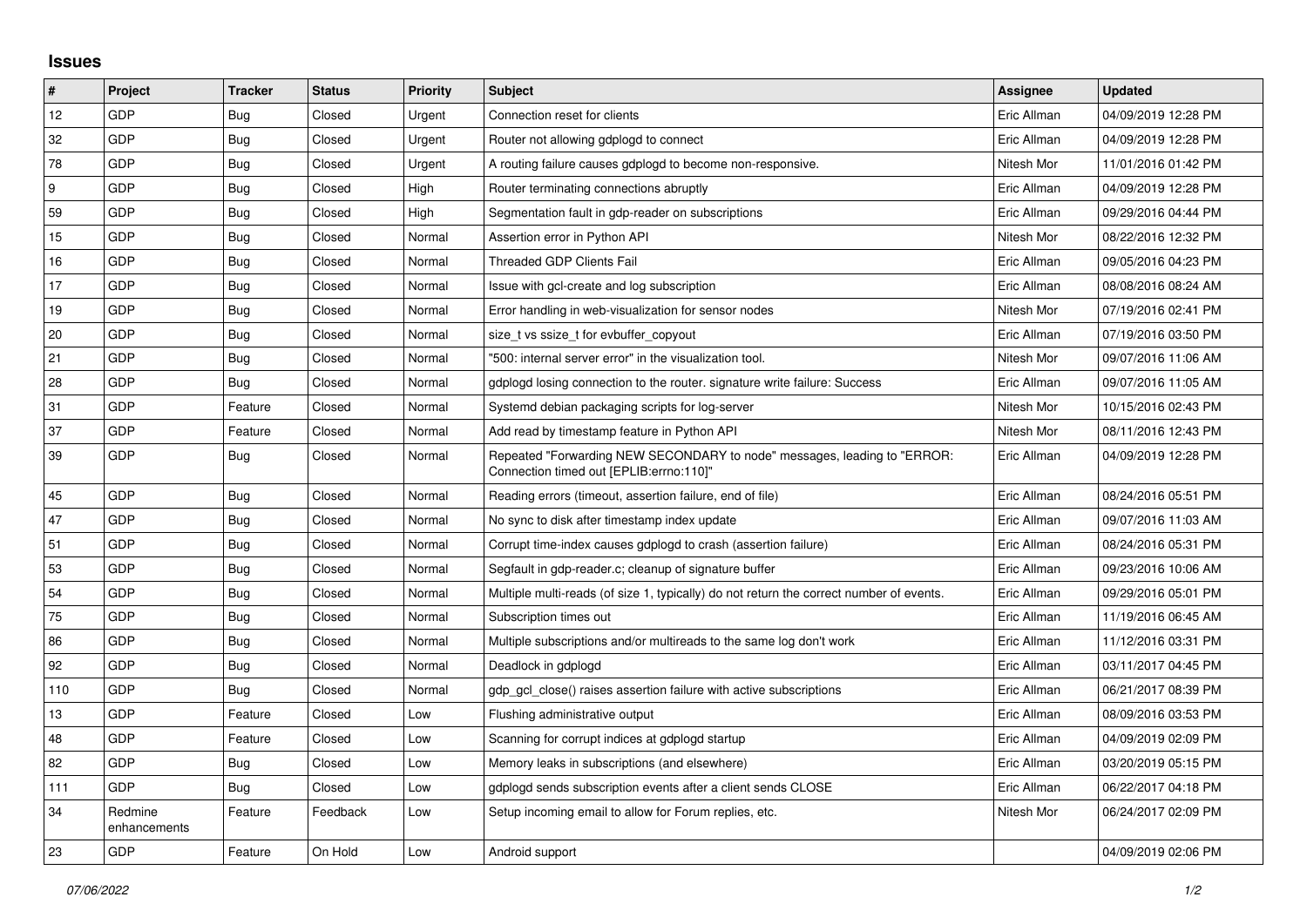## Issues

| # | Project | Tracker | Status | Priority | Subject | Assignee | Updated |
|---|---|---|---|---|---|---|---|
| 12 | GDP | Bug | Closed | Urgent | Connection reset for clients | Eric Allman | 04/09/2019 12:28 PM |
| 32 | GDP | Bug | Closed | Urgent | Router not allowing gdplogd to connect | Eric Allman | 04/09/2019 12:28 PM |
| 78 | GDP | Bug | Closed | Urgent | A routing failure causes gdplogd to become non-responsive. | Nitesh Mor | 11/01/2016 01:42 PM |
| 9 | GDP | Bug | Closed | High | Router terminating connections abruptly | Eric Allman | 04/09/2019 12:28 PM |
| 59 | GDP | Bug | Closed | High | Segmentation fault in gdp-reader on subscriptions | Eric Allman | 09/29/2016 04:44 PM |
| 15 | GDP | Bug | Closed | Normal | Assertion error in Python API | Nitesh Mor | 08/22/2016 12:32 PM |
| 16 | GDP | Bug | Closed | Normal | Threaded GDP Clients Fail | Eric Allman | 09/05/2016 04:23 PM |
| 17 | GDP | Bug | Closed | Normal | Issue with gcl-create and log subscription | Eric Allman | 08/08/2016 08:24 AM |
| 19 | GDP | Bug | Closed | Normal | Error handling in web-visualization for sensor nodes | Nitesh Mor | 07/19/2016 02:41 PM |
| 20 | GDP | Bug | Closed | Normal | size_t vs ssize_t for evbuffer_copyout | Eric Allman | 07/19/2016 03:50 PM |
| 21 | GDP | Bug | Closed | Normal | "500: internal server error" in the visualization tool. | Nitesh Mor | 09/07/2016 11:06 AM |
| 28 | GDP | Bug | Closed | Normal | gdplogd losing connection to the router. signature write failure: Success | Eric Allman | 09/07/2016 11:05 AM |
| 31 | GDP | Feature | Closed | Normal | Systemd debian packaging scripts for log-server | Nitesh Mor | 10/15/2016 02:43 PM |
| 37 | GDP | Feature | Closed | Normal | Add read by timestamp feature in Python API | Nitesh Mor | 08/11/2016 12:43 PM |
| 39 | GDP | Bug | Closed | Normal | Repeated "Forwarding NEW SECONDARY to node" messages, leading to "ERROR: Connection timed out [EPLIB:errno:110]" | Eric Allman | 04/09/2019 12:28 PM |
| 45 | GDP | Bug | Closed | Normal | Reading errors (timeout, assertion failure, end of file) | Eric Allman | 08/24/2016 05:51 PM |
| 47 | GDP | Bug | Closed | Normal | No sync to disk after timestamp index update | Eric Allman | 09/07/2016 11:03 AM |
| 51 | GDP | Bug | Closed | Normal | Corrupt time-index causes gdplogd to crash (assertion failure) | Eric Allman | 08/24/2016 05:31 PM |
| 53 | GDP | Bug | Closed | Normal | Segfault in gdp-reader.c; cleanup of signature buffer | Eric Allman | 09/23/2016 10:06 AM |
| 54 | GDP | Bug | Closed | Normal | Multiple multi-reads (of size 1, typically) do not return the correct number of events. | Eric Allman | 09/29/2016 05:01 PM |
| 75 | GDP | Bug | Closed | Normal | Subscription times out | Eric Allman | 11/19/2016 06:45 AM |
| 86 | GDP | Bug | Closed | Normal | Multiple subscriptions and/or multireads to the same log don't work | Eric Allman | 11/12/2016 03:31 PM |
| 92 | GDP | Bug | Closed | Normal | Deadlock in gdplogd | Eric Allman | 03/11/2017 04:45 PM |
| 110 | GDP | Bug | Closed | Normal | gdp_gcl_close() raises assertion failure with active subscriptions | Eric Allman | 06/21/2017 08:39 PM |
| 13 | GDP | Feature | Closed | Low | Flushing administrative output | Eric Allman | 08/09/2016 03:53 PM |
| 48 | GDP | Feature | Closed | Low | Scanning for corrupt indices at gdplogd startup | Eric Allman | 04/09/2019 02:09 PM |
| 82 | GDP | Bug | Closed | Low | Memory leaks in subscriptions (and elsewhere) | Eric Allman | 03/20/2019 05:15 PM |
| 111 | GDP | Bug | Closed | Low | gdplogd sends subscription events after a client sends CLOSE | Eric Allman | 06/22/2017 04:18 PM |
| 34 | Redmine enhancements | Feature | Feedback | Low | Setup incoming email to allow for Forum replies, etc. | Nitesh Mor | 06/24/2017 02:09 PM |
| 23 | GDP | Feature | On Hold | Low | Android support | | 04/09/2019 02:06 PM |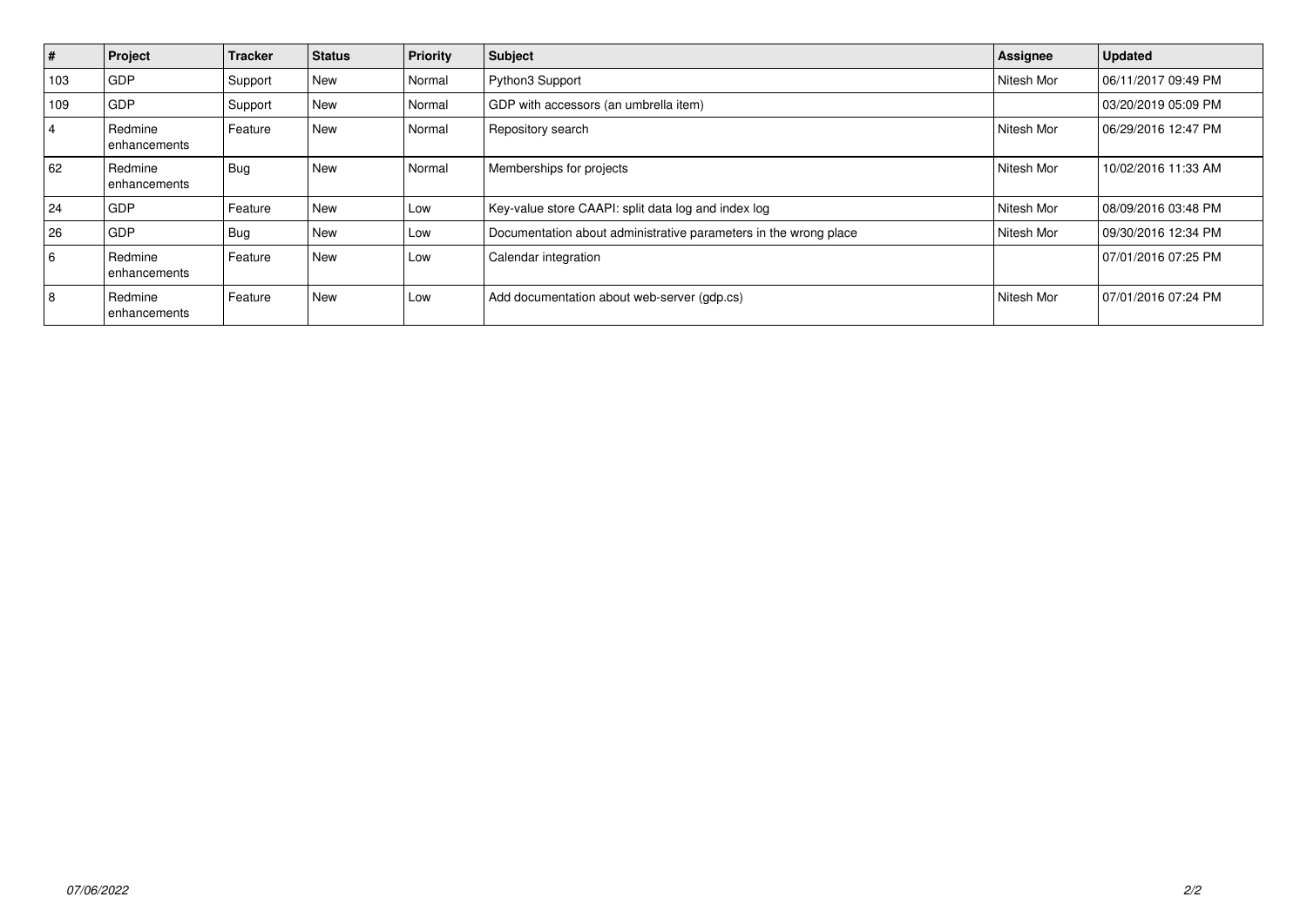| # | Project | Tracker | Status | Priority | Subject | Assignee | Updated |
| --- | --- | --- | --- | --- | --- | --- | --- |
| 103 | GDP | Support | New | Normal | Python3 Support | Nitesh Mor | 06/11/2017 09:49 PM |
| 109 | GDP | Support | New | Normal | GDP with accessors (an umbrella item) | | 03/20/2019 05:09 PM |
| 4 | Redmine enhancements | Feature | New | Normal | Repository search | Nitesh Mor | 06/29/2016 12:47 PM |
| 62 | Redmine enhancements | Bug | New | Normal | Memberships for projects | Nitesh Mor | 10/02/2016 11:33 AM |
| 24 | GDP | Feature | New | Low | Key-value store CAAPI: split data log and index log | Nitesh Mor | 08/09/2016 03:48 PM |
| 26 | GDP | Bug | New | Low | Documentation about administrative parameters in the wrong place | Nitesh Mor | 09/30/2016 12:34 PM |
| 6 | Redmine enhancements | Feature | New | Low | Calendar integration | | 07/01/2016 07:25 PM |
| 8 | Redmine enhancements | Feature | New | Low | Add documentation about web-server (gdp.cs) | Nitesh Mor | 07/01/2016 07:24 PM |

*07/06/2022*